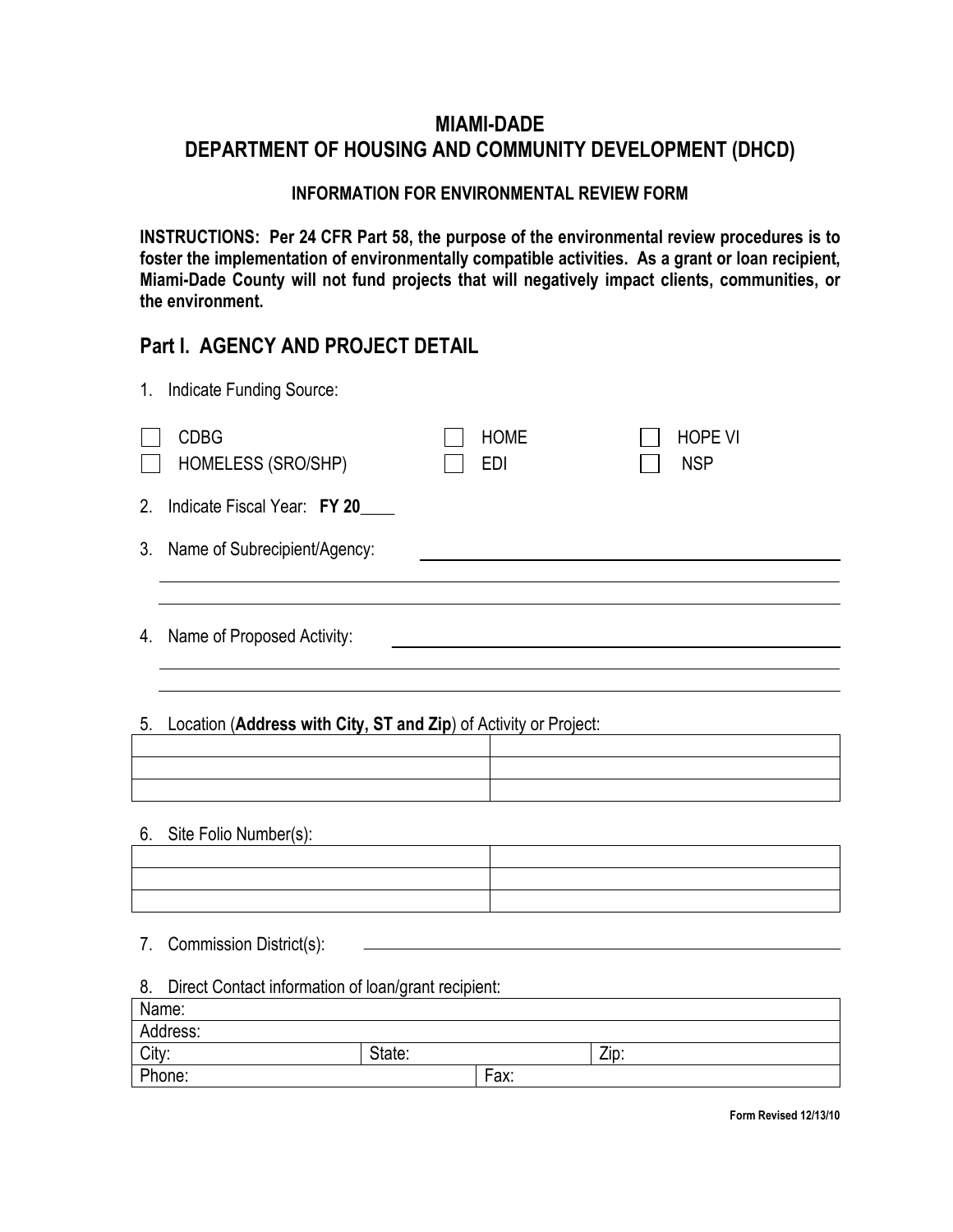# MIAMI-DADE
# DEPARTMENT OF HOUSING AND COMMUNITY DEVELOPMENT (DHCD)

### INFORMATION FOR ENVIRONMENTAL REVIEW FORM

**INSTRUCTIONS: Per 24 CFR Part 58, the purpose of the environmental review procedures is to foster the implementation of environmentally compatible activities. As a grant or loan recipient, Miami-Dade County will not fund projects that will negatively impact clients, communities, or the environment.**

## Part I. AGENCY AND PROJECT DETAIL

1. Indicate Funding Source:

☐ CDBG ☐ HOME ☐ HOPE VI
☐ HOMELESS (SRO/SHP) ☐ EDI ☐ NSP

2. Indicate Fiscal Year: **FY 20**____

3. Name of Subrecipient/Agency: ______________________________

4. Name of Proposed Activity: ______________________________

5. Location (**Address with City, ST and Zip**) of Activity or Project:

| | |
|---|---|
| | |
| | |
| | |

6. Site Folio Number(s):

| | |
|---|---|
| | |
| | |
| | |

7. Commission District(s): ______________________________

8. Direct Contact information of loan/grant recipient:

| | | |
|---|---|---|
| Name: | | |
| Address: | | |
| City: | State: | Zip: |
| Phone: | Fax: | |

Form Revised 12/13/10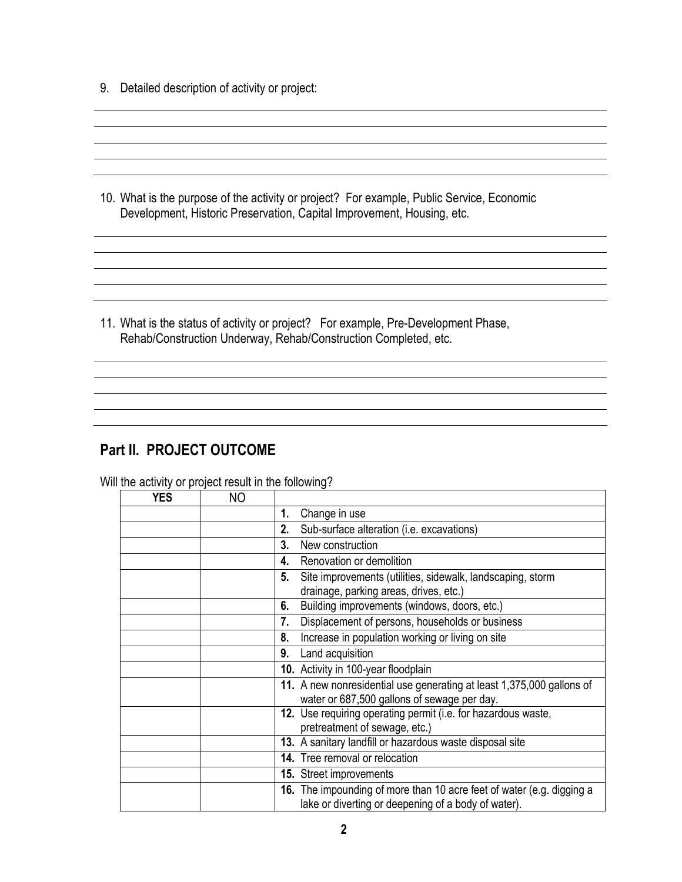9. Detailed description of activity or project:

10. What is the purpose of the activity or project? For example, Public Service, Economic Development, Historic Preservation, Capital Improvement, Housing, etc.

11. What is the status of activity or project? For example, Pre-Development Phase, Rehab/Construction Underway, Rehab/Construction Completed, etc.

## Part II. PROJECT OUTCOME

Will the activity or project result in the following?

| YES | NO | |
|---|---|---|
| | | **1.** Change in use |
| | | **2.** Sub-surface alteration (i.e. excavations) |
| | | **3.** New construction |
| | | **4.** Renovation or demolition |
| | | **5.** Site improvements (utilities, sidewalk, landscaping, storm drainage, parking areas, drives, etc.) |
| | | **6.** Building improvements (windows, doors, etc.) |
| | | **7.** Displacement of persons, households or business |
| | | **8.** Increase in population working or living on site |
| | | **9.** Land acquisition |
| | | **10.** Activity in 100-year floodplain |
| | | **11.** A new nonresidential use generating at least 1,375,000 gallons of water or 687,500 gallons of sewage per day. |
| | | **12.** Use requiring operating permit (i.e. for hazardous waste, pretreatment of sewage, etc.) |
| | | **13.** A sanitary landfill or hazardous waste disposal site |
| | | **14.** Tree removal or relocation |
| | | **15.** Street improvements |
| | | **16.** The impounding of more than 10 acre feet of water (e.g. digging a lake or diverting or deepening of a body of water). |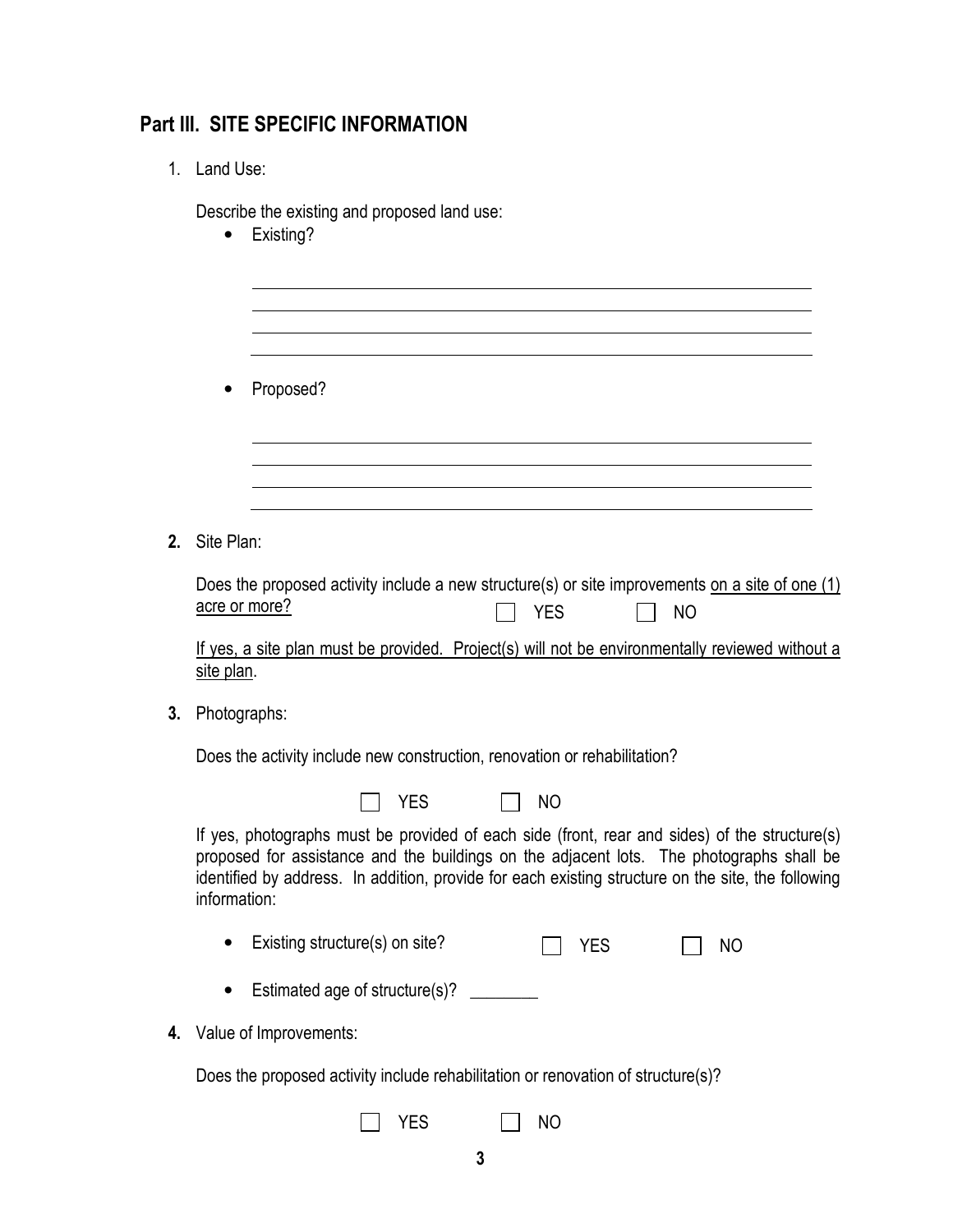## Part III. SITE SPECIFIC INFORMATION

1. Land Use:

   Describe the existing and proposed land use:

   - Existing?

     ______________________________________________________________________

     ______________________________________________________________________

     ______________________________________________________________________

     ______________________________________________________________________

   - Proposed?

     ______________________________________________________________________

     ______________________________________________________________________

     ______________________________________________________________________

     ______________________________________________________________________

2. Site Plan:

   Does the proposed activity include a new structure(s) or site improvements <u>on a site of one (1) acre or more?</u> ☐ YES ☐ NO

   <u>If yes, a site plan must be provided. Project(s) will not be environmentally reviewed without a site plan</u>.

3. Photographs:

   Does the activity include new construction, renovation or rehabilitation?

   ☐ YES ☐ NO

   If yes, photographs must be provided of each side (front, rear and sides) of the structure(s) proposed for assistance and the buildings on the adjacent lots. The photographs shall be identified by address. In addition, provide for each existing structure on the site, the following information:

   - Existing structure(s) on site? ☐ YES ☐ NO
   - Estimated age of structure(s)? ________

4. Value of Improvements:

   Does the proposed activity include rehabilitation or renovation of structure(s)?

   ☐ YES ☐ NO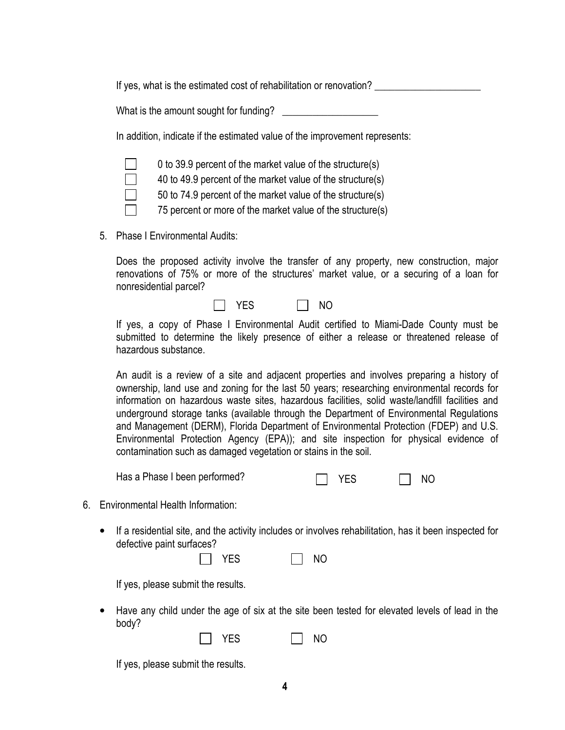If yes, what is the estimated cost of rehabilitation or renovation? ____________________

What is the amount sought for funding? __________________

In addition, indicate if the estimated value of the improvement represents:

- ☐ 0 to 39.9 percent of the market value of the structure(s)
- ☐ 40 to 49.9 percent of the market value of the structure(s)
- ☐ 50 to 74.9 percent of the market value of the structure(s)
- ☐ 75 percent or more of the market value of the structure(s)

5. Phase I Environmental Audits:

   Does the proposed activity involve the transfer of any property, new construction, major renovations of 75% or more of the structures' market value, or a securing of a loan for nonresidential parcel?

   ☐ YES ☐ NO

   If yes, a copy of Phase I Environmental Audit certified to Miami-Dade County must be submitted to determine the likely presence of either a release or threatened release of hazardous substance.

   An audit is a review of a site and adjacent properties and involves preparing a history of ownership, land use and zoning for the last 50 years; researching environmental records for information on hazardous waste sites, hazardous facilities, solid waste/landfill facilities and underground storage tanks (available through the Department of Environmental Regulations and Management (DERM), Florida Department of Environmental Protection (FDEP) and U.S. Environmental Protection Agency (EPA)); and site inspection for physical evidence of contamination such as damaged vegetation or stains in the soil.

   Has a Phase I been performed? ☐ YES ☐ NO

6. Environmental Health Information:

   - If a residential site, and the activity includes or involves rehabilitation, has it been inspected for defective paint surfaces?

     ☐ YES ☐ NO

     If yes, please submit the results.

   - Have any child under the age of six at the site been tested for elevated levels of lead in the body?

     ☐ YES ☐ NO

     If yes, please submit the results.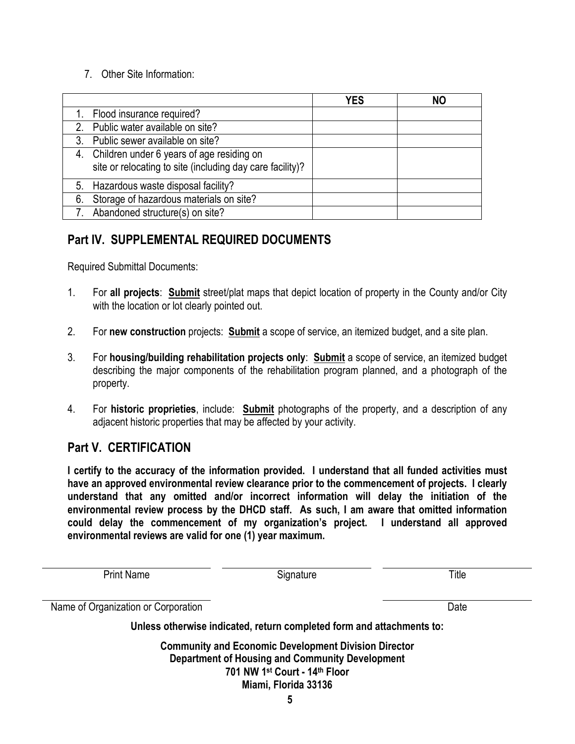7. Other Site Information:

| | YES | NO |
|---|---|---|
| 1. Flood insurance required? | | |
| 2. Public water available on site? | | |
| 3. Public sewer available on site? | | |
| 4. Children under 6 years of age residing on site or relocating to site (including day care facility)? | | |
| 5. Hazardous waste disposal facility? | | |
| 6. Storage of hazardous materials on site? | | |
| 7. Abandoned structure(s) on site? | | |

## Part IV. SUPPLEMENTAL REQUIRED DOCUMENTS

Required Submittal Documents:

1. For **all projects**: **Submit** street/plat maps that depict location of property in the County and/or City with the location or lot clearly pointed out.

2. For **new construction** projects: **Submit** a scope of service, an itemized budget, and a site plan.

3. For **housing/building rehabilitation projects only**: **Submit** a scope of service, an itemized budget describing the major components of the rehabilitation program planned, and a photograph of the property.

4. For **historic proprieties**, include: **Submit** photographs of the property, and a description of any adjacent historic properties that may be affected by your activity.

## Part V. CERTIFICATION

**I certify to the accuracy of the information provided. I understand that all funded activities must have an approved environmental review clearance prior to the commencement of projects. I clearly understand that any omitted and/or incorrect information will delay the initiation of the environmental review process by the DHCD staff. As such, I am aware that omitted information could delay the commencement of my organization's project. I understand all approved environmental reviews are valid for one (1) year maximum.**

______________________ ______________________ ______________________
Print Name Signature Title

______________________ ______________________
Name of Organization or Corporation Date

**Unless otherwise indicated, return completed form and attachments to:**

**Community and Economic Development Division Director**
**Department of Housing and Community Development**
**701 NW 1st Court - 14th Floor**
**Miami, Florida 33136**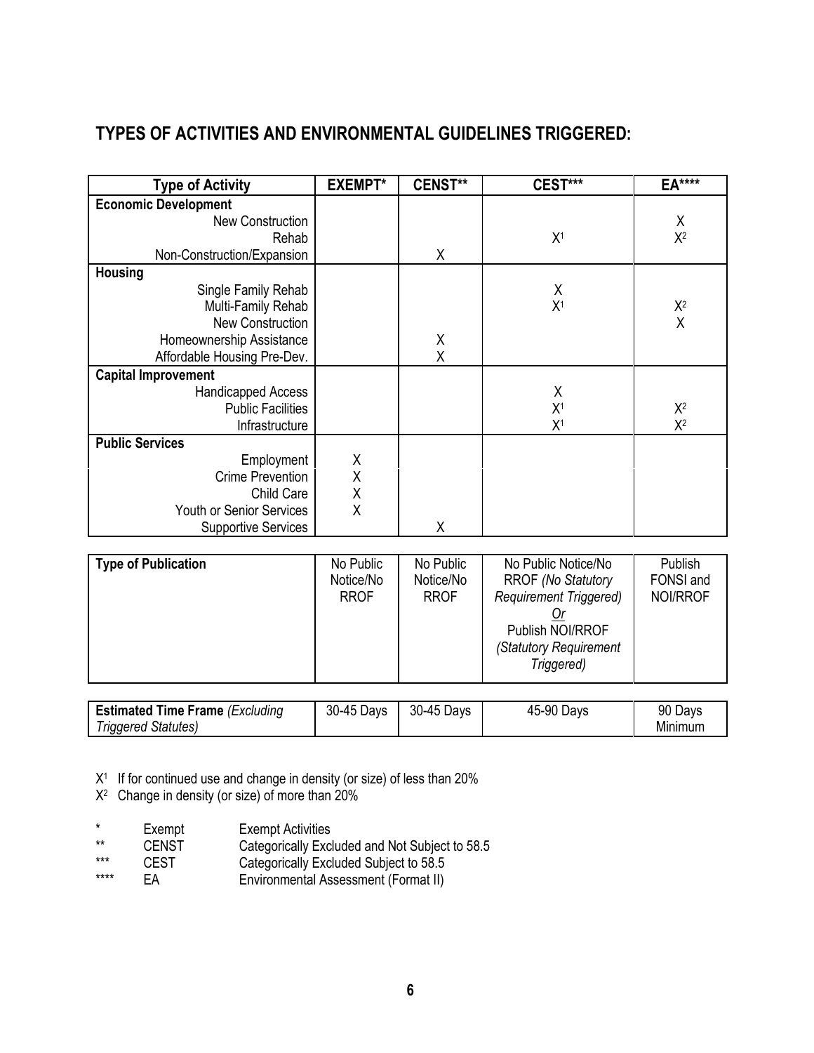## TYPES OF ACTIVITIES AND ENVIRONMENTAL GUIDELINES TRIGGERED:

| Type of Activity | EXEMPT* | CENST** | CEST*** | EA**** |
|---|---|---|---|---|
| **Economic Development** | | | | |
| New Construction | | | | X |
| Rehab | | | X[1] | X[2] |
| Non-Construction/Expansion | | X | | |
| **Housing** | | | | |
| Single Family Rehab | | | X | |
| Multi-Family Rehab | | | X[1] | X[2] |
| New Construction | | | | X |
| Homeownership Assistance | | X | | |
| Affordable Housing Pre-Dev. | | X | | |
| **Capital Improvement** | | | | |
| Handicapped Access | | | X | |
| Public Facilities | | | X[1] | X[2] |
| Infrastructure | | | X[1] | X[2] |
| **Public Services** | | | | |
| Employment | X | | | |
| Crime Prevention | X | | | |
| Child Care | X | | | |
| Youth or Senior Services | X | | | |
| Supportive Services | | X | | |
| **Type of Publication** | No Public Notice/No RROF | No Public Notice/No RROF | No Public Notice/No RROF *(No Statutory Requirement Triggered)* <u>Or</u> Publish NOI/RROF *(Statutory Requirement Triggered)* | Publish FONSI and NOI/RROF |
| **Estimated Time Frame** *(Excluding Triggered Statutes)* | 30-45 Days | 30-45 Days | 45-90 Days | 90 Days Minimum |

X[1] If for continued use and change in density (or size) of less than 20%

X[2] Change in density (or size) of more than 20%

| | | |
|---|---|---|
| * | Exempt | Exempt Activities |
| ** | CENST | Categorically Excluded and Not Subject to 58.5 |
| *** | CEST | Categorically Excluded Subject to 58.5 |
| **** | EA | Environmental Assessment (Format II) |